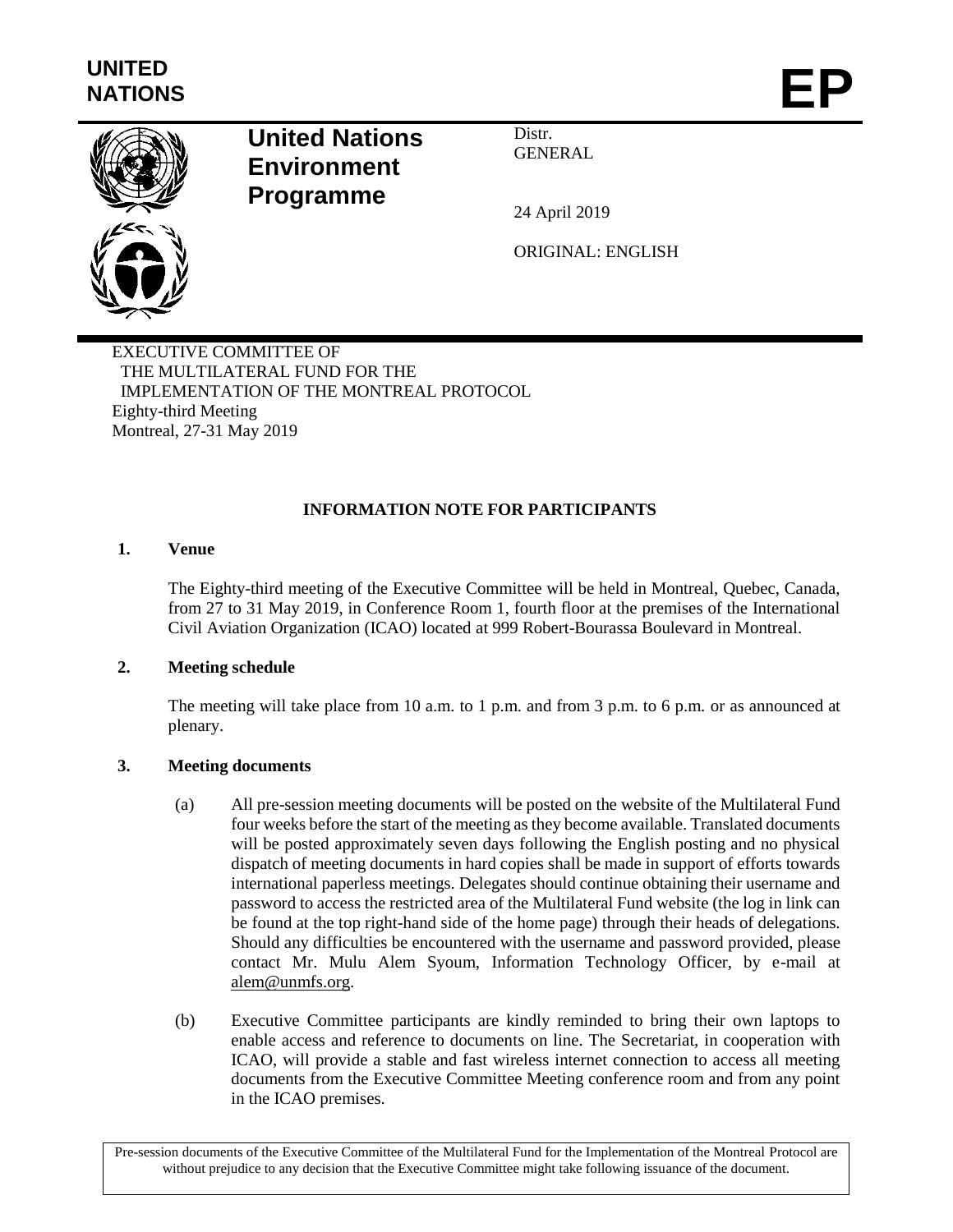UNITED NATIONS

**EP**

# United Nations Environment Programme

Distr.
GENERAL

24 April 2019

ORIGINAL: ENGLISH

EXECUTIVE COMMITTEE OF
THE MULTILATERAL FUND FOR THE
IMPLEMENTATION OF THE MONTREAL PROTOCOL
Eighty-third Meeting
Montreal, 27-31 May 2019

## INFORMATION NOTE FOR PARTICIPANTS

**1. Venue**

The Eighty-third meeting of the Executive Committee will be held in Montreal, Quebec, Canada, from 27 to 31 May 2019, in Conference Room 1, fourth floor at the premises of the International Civil Aviation Organization (ICAO) located at 999 Robert-Bourassa Boulevard in Montreal.

**2. Meeting schedule**

The meeting will take place from 10 a.m. to 1 p.m. and from 3 p.m. to 6 p.m. or as announced at plenary.

**3. Meeting documents**

(a) All pre-session meeting documents will be posted on the website of the Multilateral Fund four weeks before the start of the meeting as they become available. Translated documents will be posted approximately seven days following the English posting and no physical dispatch of meeting documents in hard copies shall be made in support of efforts towards international paperless meetings. Delegates should continue obtaining their username and password to access the restricted area of the Multilateral Fund website (the log in link can be found at the top right-hand side of the home page) through their heads of delegations. Should any difficulties be encountered with the username and password provided, please contact Mr. Mulu Alem Syoum, Information Technology Officer, by e-mail at alem@unmfs.org.

(b) Executive Committee participants are kindly reminded to bring their own laptops to enable access and reference to documents on line. The Secretariat, in cooperation with ICAO, will provide a stable and fast wireless internet connection to access all meeting documents from the Executive Committee Meeting conference room and from any point in the ICAO premises.

Pre-session documents of the Executive Committee of the Multilateral Fund for the Implementation of the Montreal Protocol are without prejudice to any decision that the Executive Committee might take following issuance of the document.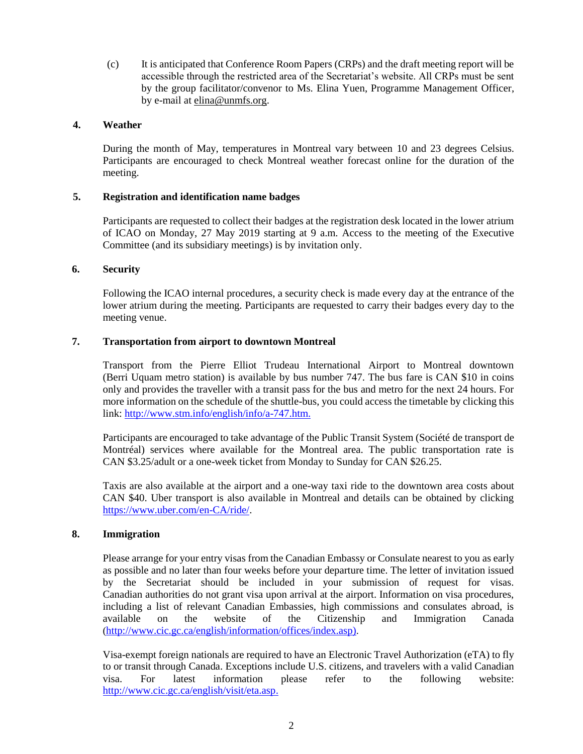(c) It is anticipated that Conference Room Papers (CRPs) and the draft meeting report will be accessible through the restricted area of the Secretariat's website. All CRPs must be sent by the group facilitator/convenor to Ms. Elina Yuen, Programme Management Officer, by e-mail at elina@unmfs.org.

## 4. Weather

During the month of May, temperatures in Montreal vary between 10 and 23 degrees Celsius. Participants are encouraged to check Montreal weather forecast online for the duration of the meeting.

## 5. Registration and identification name badges

Participants are requested to collect their badges at the registration desk located in the lower atrium of ICAO on Monday, 27 May 2019 starting at 9 a.m. Access to the meeting of the Executive Committee (and its subsidiary meetings) is by invitation only.

## 6. Security

Following the ICAO internal procedures, a security check is made every day at the entrance of the lower atrium during the meeting. Participants are requested to carry their badges every day to the meeting venue.

## 7. Transportation from airport to downtown Montreal

Transport from the Pierre Elliot Trudeau International Airport to Montreal downtown (Berri Uquam metro station) is available by bus number 747. The bus fare is CAN $10 in coins only and provides the traveller with a transit pass for the bus and metro for the next 24 hours. For more information on the schedule of the shuttle-bus, you could access the timetable by clicking this link: http://www.stm.info/english/info/a-747.htm.

Participants are encouraged to take advantage of the Public Transit System (Société de transport de Montréal) services where available for the Montreal area. The public transportation rate is CAN $3.25/adult or a one-week ticket from Monday to Sunday for CAN $26.25.

Taxis are also available at the airport and a one-way taxi ride to the downtown area costs about CAN $40. Uber transport is also available in Montreal and details can be obtained by clicking https://www.uber.com/en-CA/ride/.

## 8. Immigration

Please arrange for your entry visas from the Canadian Embassy or Consulate nearest to you as early as possible and no later than four weeks before your departure time. The letter of invitation issued by the Secretariat should be included in your submission of request for visas. Canadian authorities do not grant visa upon arrival at the airport. Information on visa procedures, including a list of relevant Canadian Embassies, high commissions and consulates abroad, is available on the website of the Citizenship and Immigration Canada (http://www.cic.gc.ca/english/information/offices/index.asp).

Visa-exempt foreign nationals are required to have an Electronic Travel Authorization (eTA) to fly to or transit through Canada. Exceptions include U.S. citizens, and travelers with a valid Canadian visa. For latest information please refer to the following website: http://www.cic.gc.ca/english/visit/eta.asp.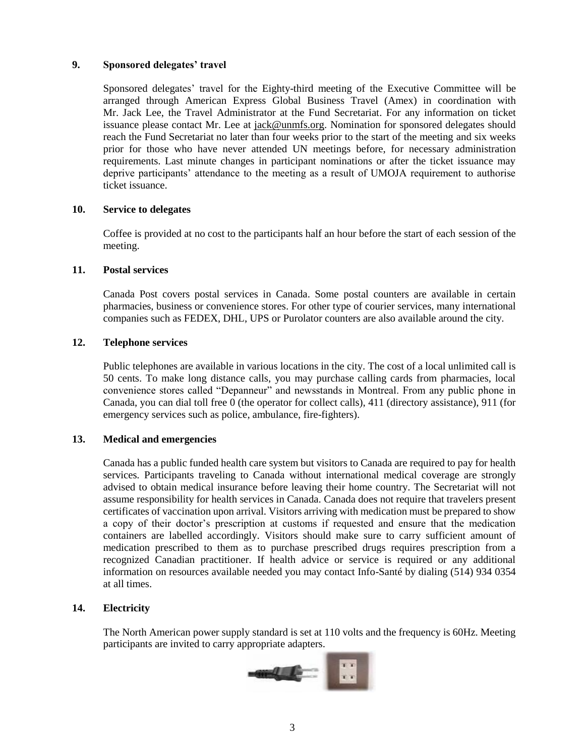### 9. Sponsored delegates' travel

Sponsored delegates' travel for the Eighty-third meeting of the Executive Committee will be arranged through American Express Global Business Travel (Amex) in coordination with Mr. Jack Lee, the Travel Administrator at the Fund Secretariat. For any information on ticket issuance please contact Mr. Lee at jack@unmfs.org. Nomination for sponsored delegates should reach the Fund Secretariat no later than four weeks prior to the start of the meeting and six weeks prior for those who have never attended UN meetings before, for necessary administration requirements. Last minute changes in participant nominations or after the ticket issuance may deprive participants' attendance to the meeting as a result of UMOJA requirement to authorise ticket issuance.

### 10. Service to delegates

Coffee is provided at no cost to the participants half an hour before the start of each session of the meeting.

### 11. Postal services

Canada Post covers postal services in Canada. Some postal counters are available in certain pharmacies, business or convenience stores. For other type of courier services, many international companies such as FEDEX, DHL, UPS or Purolator counters are also available around the city.

### 12. Telephone services

Public telephones are available in various locations in the city. The cost of a local unlimited call is 50 cents. To make long distance calls, you may purchase calling cards from pharmacies, local convenience stores called "Depanneur" and newsstands in Montreal. From any public phone in Canada, you can dial toll free 0 (the operator for collect calls), 411 (directory assistance), 911 (for emergency services such as police, ambulance, fire-fighters).

### 13. Medical and emergencies

Canada has a public funded health care system but visitors to Canada are required to pay for health services. Participants traveling to Canada without international medical coverage are strongly advised to obtain medical insurance before leaving their home country. The Secretariat will not assume responsibility for health services in Canada. Canada does not require that travelers present certificates of vaccination upon arrival. Visitors arriving with medication must be prepared to show a copy of their doctor's prescription at customs if requested and ensure that the medication containers are labelled accordingly. Visitors should make sure to carry sufficient amount of medication prescribed to them as to purchase prescribed drugs requires prescription from a recognized Canadian practitioner. If health advice or service is required or any additional information on resources available needed you may contact Info-Santé by dialing (514) 934 0354 at all times.

### 14. Electricity

The North American power supply standard is set at 110 volts and the frequency is 60Hz. Meeting participants are invited to carry appropriate adapters.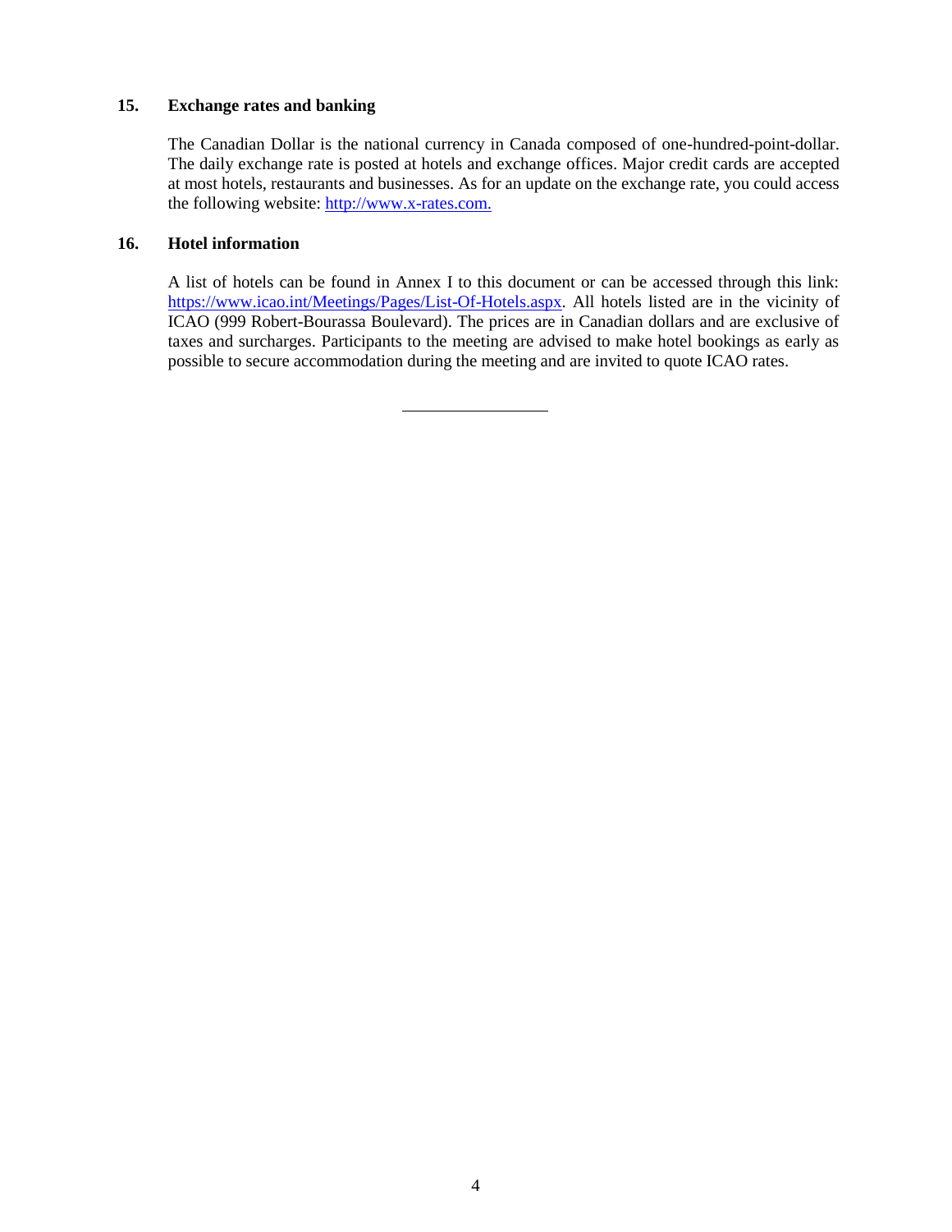## 15. Exchange rates and banking

The Canadian Dollar is the national currency in Canada composed of one-hundred-point-dollar. The daily exchange rate is posted at hotels and exchange offices. Major credit cards are accepted at most hotels, restaurants and businesses. As for an update on the exchange rate, you could access the following website: [http://www.x-rates.com.](http://www.x-rates.com)

## 16. Hotel information

A list of hotels can be found in Annex I to this document or can be accessed through this link: [https://www.icao.int/Meetings/Pages/List-Of-Hotels.aspx](https://www.icao.int/Meetings/Pages/List-Of-Hotels.aspx). All hotels listed are in the vicinity of ICAO (999 Robert-Bourassa Boulevard). The prices are in Canadian dollars and are exclusive of taxes and surcharges. Participants to the meeting are advised to make hotel bookings as early as possible to secure accommodation during the meeting and are invited to quote ICAO rates.

---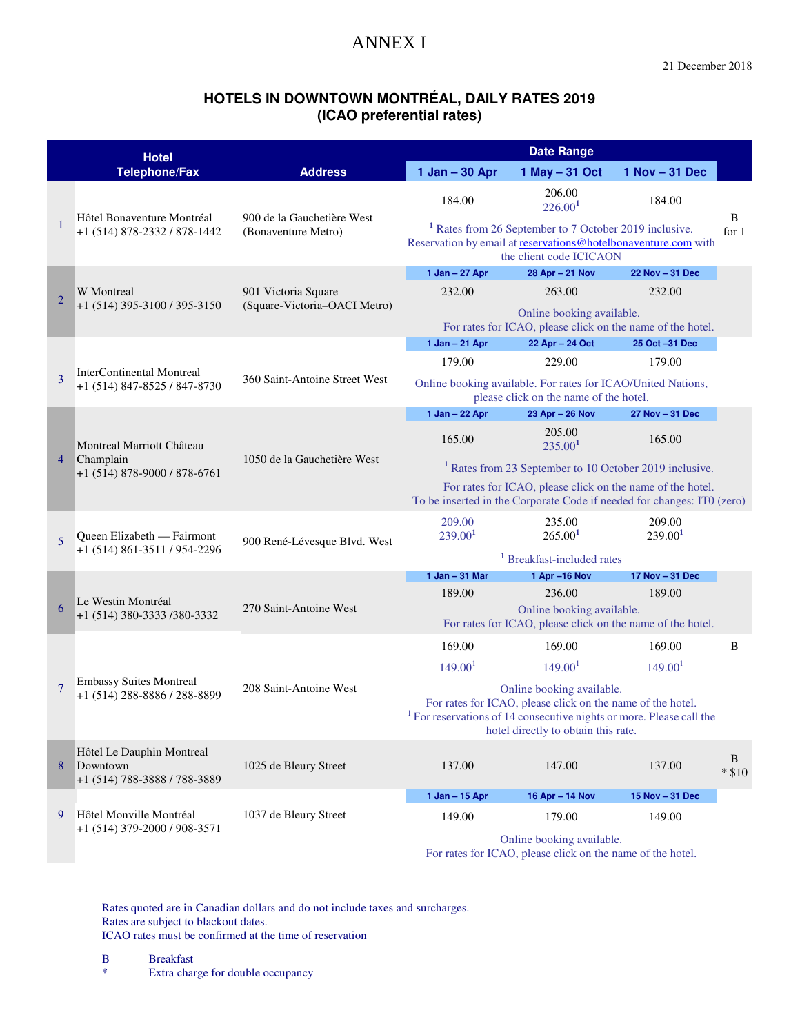# ANNEX I

21 December 2018

## HOTELS IN DOWNTOWN MONTRÉAL, DAILY RATES 2019
## (ICAO preferential rates)

| | Hotel Telephone/Fax | Address | Date Range | | | |
|---|---|---|---|---|---|---|
| | | | 1 Jan – 30 Apr | 1 May – 31 Oct | 1 Nov – 31 Dec | |
| 1 | Hôtel Bonaventure Montréal +1 (514) 878-2332 / 878-1442 | 900 de la Gauchetière West (Bonaventure Metro) | 184.00 | 206.00<br>226.00[1] | 184.00 | B for 1 |
| | | | [1] Rates from 26 September to 7 October 2019 inclusive. Reservation by email at reservations@hotelbonaventure.com with the client code ICICAON | | | |
| | | | 1 Jan – 27 Apr | 28 Apr – 21 Nov | 22 Nov – 31 Dec | |
| 2 | W Montreal +1 (514) 395-3100 / 395-3150 | 901 Victoria Square (Square-Victoria–OACI Metro) | 232.00 | 263.00 | 232.00 | |
| | | | Online booking available. For rates for ICAO, please click on the name of the hotel. | | | |
| | | | 1 Jan – 21 Apr | 22 Apr – 24 Oct | 25 Oct –31 Dec | |
| 3 | InterContinental Montreal +1 (514) 847-8525 / 847-8730 | 360 Saint-Antoine Street West | 179.00 | 229.00 | 179.00 | |
| | | | Online booking available. For rates for ICAO/United Nations, please click on the name of the hotel. | | | |
| | | | 1 Jan – 22 Apr | 23 Apr – 26 Nov | 27 Nov – 31 Dec | |
| 4 | Montreal Marriott Château Champlain +1 (514) 878-9000 / 878-6761 | 1050 de la Gauchetière West | 165.00 | 205.00<br>235.00[1] | 165.00 | |
| | | | [1] Rates from 23 September to 10 October 2019 inclusive.<br>For rates for ICAO, please click on the name of the hotel. To be inserted in the Corporate Code if needed for changes: IT0 (zero) | | | |
| 5 | Queen Elizabeth — Fairmont +1 (514) 861-3511 / 954-2296 | 900 René-Lévesque Blvd. West | 209.00<br>239.00[1] | 235.00<br>265.00[1] | 209.00<br>239.00[1] | |
| | | | [1] Breakfast-included rates | | | |
| | | | 1 Jan – 31 Mar | 1 Apr –16 Nov | 17 Nov – 31 Dec | |
| 6 | Le Westin Montréal +1 (514) 380-3333 /380-3332 | 270 Saint-Antoine West | 189.00 | 236.00 | 189.00 | |
| | | | Online booking available. For rates for ICAO, please click on the name of the hotel. | | | |
| 7 | Embassy Suites Montreal +1 (514) 288-8886 / 288-8899 | 208 Saint-Antoine West | 169.00<br>149.00[1] | 169.00<br>149.00[1] | 169.00<br>149.00[1] | B |
| | | | Online booking available. For rates for ICAO, please click on the name of the hotel. [1] For reservations of 14 consecutive nights or more. Please call the hotel directly to obtain this rate. | | | |
| 8 | Hôtel Le Dauphin Montreal Downtown +1 (514) 788-3888 / 788-3889 | 1025 de Bleury Street | 137.00 | 147.00 | 137.00 | B * $10 |
| | | | 1 Jan – 15 Apr | 16 Apr – 14 Nov | 15 Nov – 31 Dec | |
| 9 | Hôtel Monville Montréal +1 (514) 379-2000 / 908-3571 | 1037 de Bleury Street | 149.00 | 179.00 | 149.00 | |
| | | | Online booking available. For rates for ICAO, please click on the name of the hotel. | | | |

Rates quoted are in Canadian dollars and do not include taxes and surcharges.
Rates are subject to blackout dates.
ICAO rates must be confirmed at the time of reservation

B Breakfast
* Extra charge for double occupancy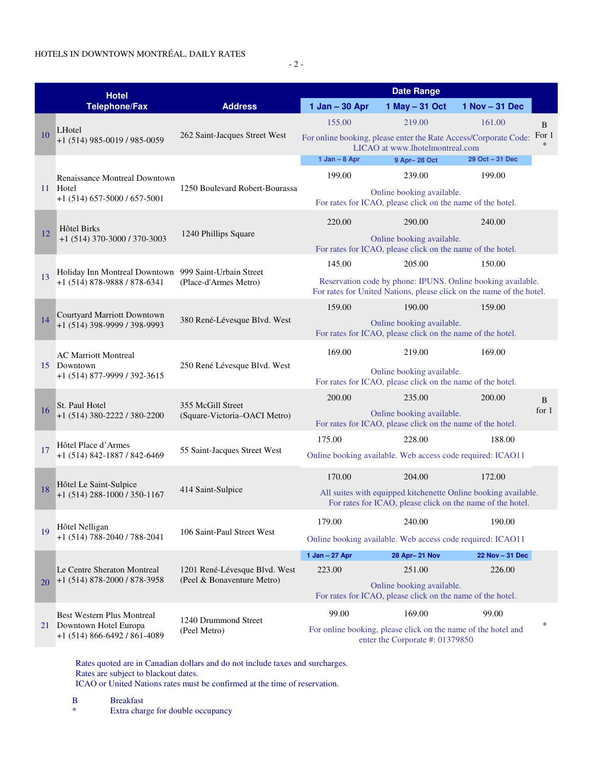HOTELS IN DOWNTOWN MONTRÉAL, DAILY RATES

| | Hotel Telephone/Fax | Address | Date Range 1 Jan – 30 Apr | 1 May – 31 Oct | 1 Nov – 31 Dec | |
|---|---|---|---|---|---|---|
| 10 | LHotel +1 (514) 985-0019 / 985-0059 | 262 Saint-Jacques Street West | 155.00 | 219.00 | 161.00 | B For 1 * |
| | | | For online booking, please enter the Rate Access/Corporate Code: LICAO at www.lhotelmontreal.com | | | |
| | | | 1 Jan – 8 Apr | 9 Apr– 28 Oct | 29 Oct – 31 Dec | |
| 11 | Renaissance Montreal Downtown Hotel +1 (514) 657-5000 / 657-5001 | 1250 Boulevard Robert-Bourassa | 199.00 | 239.00 | 199.00 | |
| | | | Online booking available. For rates for ICAO, please click on the name of the hotel. | | | |
| 12 | Hôtel Birks +1 (514) 370-3000 / 370-3003 | 1240 Phillips Square | 220.00 | 290.00 | 240.00 | |
| | | | Online booking available. For rates for ICAO, please click on the name of the hotel. | | | |
| 13 | Holiday Inn Montreal Downtown +1 (514) 878-9888 / 878-6341 | 999 Saint-Urbain Street (Place-d'Armes Metro) | 145.00 | 205.00 | 150.00 | |
| | | | Reservation code by phone: IPUNS. Online booking available. For rates for United Nations, please click on the name of the hotel. | | | |
| 14 | Courtyard Marriott Downtown +1 (514) 398-9999 / 398-9993 | 380 René-Lévesque Blvd. West | 159.00 | 190.00 | 159.00 | |
| | | | Online booking available. For rates for ICAO, please click on the name of the hotel. | | | |
| 15 | AC Marriott Montreal Downtown +1 (514) 877-9999 / 392-3615 | 250 René Lévesque Blvd. West | 169.00 | 219.00 | 169.00 | |
| | | | Online booking available. For rates for ICAO, please click on the name of the hotel. | | | |
| 16 | St. Paul Hotel +1 (514) 380-2222 / 380-2200 | 355 McGill Street (Square-Victoria–OACI Metro) | 200.00 | 235.00 | 200.00 | B for 1 |
| | | | Online booking available. For rates for ICAO, please click on the name of the hotel. | | | |
| 17 | Hôtel Place d'Armes +1 (514) 842-1887 / 842-6469 | 55 Saint-Jacques Street West | 175.00 | 228.00 | 188.00 | |
| | | | Online booking available. Web access code required: ICAO11 | | | |
| 18 | Hôtel Le Saint-Sulpice +1 (514) 288-1000 / 350-1167 | 414 Saint-Sulpice | 170.00 | 204.00 | 172.00 | |
| | | | All suites with equipped kitchenette Online booking available. For rates for ICAO, please click on the name of the hotel. | | | |
| 19 | Hôtel Nelligan +1 (514) 788-2040 / 788-2041 | 106 Saint-Paul Street West | 179.00 | 240.00 | 190.00 | |
| | | | Online booking available. Web access code required: ICAO11 | | | |
| | | | 1 Jan – 27 Apr | 28 Apr– 21 Nov | 22 Nov – 31 Dec | |
| 20 | Le Centre Sheraton Montreal +1 (514) 878-2000 / 878-3958 | 1201 René-Lévesque Blvd. West (Peel & Bonaventure Metro) | 223.00 | 251.00 | 226.00 | |
| | | | Online booking available. For rates for ICAO, please click on the name of the hotel. | | | |
| 21 | Best Western Plus Montreal Downtown Hotel Europa +1 (514) 866-6492 / 861-4089 | 1240 Drummond Street (Peel Metro) | 99.00 | 169.00 | 99.00 | * |
| | | | For online booking, please click on the name of the hotel and enter the Corporate #: 01379850 | | | |

Rates quoted are in Canadian dollars and do not include taxes and surcharges.
Rates are subject to blackout dates.
ICAO or United Nations rates must be confirmed at the time of reservation.

B Breakfast
* Extra charge for double occupancy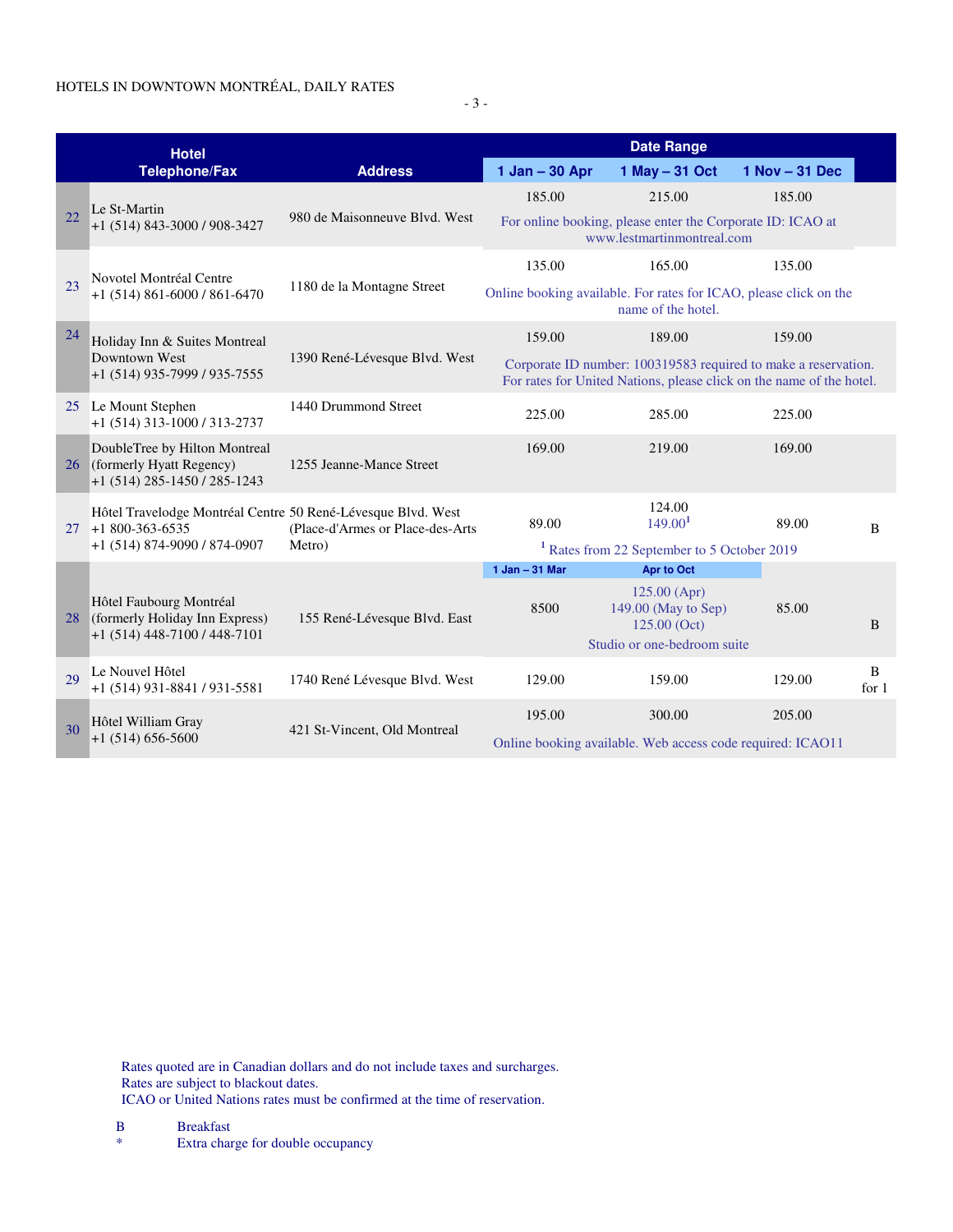HOTELS IN DOWNTOWN MONTRÉAL, DAILY RATES

| | Hotel Telephone/Fax | Address | Date Range | | | |
|---|---|---|---|---|---|---|
| | | | 1 Jan – 30 Apr | 1 May – 31 Oct | 1 Nov – 31 Dec | |
| 22 | Le St-Martin +1 (514) 843-3000 / 908-3427 | 980 de Maisonneuve Blvd. West | 185.00 | 215.00 | 185.00 | |
| | | | For online booking, please enter the Corporate ID: ICAO at www.lestmartinmontreal.com | | | |
| 23 | Novotel Montréal Centre +1 (514) 861-6000 / 861-6470 | 1180 de la Montagne Street | 135.00 | 165.00 | 135.00 | |
| | | | Online booking available. For rates for ICAO, please click on the name of the hotel. | | | |
| 24 | Holiday Inn & Suites Montreal Downtown West +1 (514) 935-7999 / 935-7555 | 1390 René-Lévesque Blvd. West | 159.00 | 189.00 | 159.00 | |
| | | | Corporate ID number: 100319583 required to make a reservation. For rates for United Nations, please click on the name of the hotel. | | | |
| 25 | Le Mount Stephen +1 (514) 313-1000 / 313-2737 | 1440 Drummond Street | 225.00 | 285.00 | 225.00 | |
| 26 | DoubleTree by Hilton Montreal (formerly Hyatt Regency) +1 (514) 285-1450 / 285-1243 | 1255 Jeanne-Mance Street | 169.00 | 219.00 | 169.00 | |
| 27 | Hôtel Travelodge Montréal Centre +1 800-363-6535 +1 (514) 874-9090 / 874-0907 | 50 René-Lévesque Blvd. West (Place-d'Armes or Place-des-Arts Metro) | 89.00 | 124.00 149.00[1] | 89.00 | B |
| | | | [1] Rates from 22 September to 5 October 2019 | | | |
| | | | 1 Jan – 31 Mar | Apr to Oct | | |
| 28 | Hôtel Faubourg Montréal (formerly Holiday Inn Express) +1 (514) 448-7100 / 448-7101 | 155 René-Lévesque Blvd. East | 8500 | 125.00 (Apr) 149.00 (May to Sep) 125.00 (Oct) | 85.00 | B |
| | | | Studio or one-bedroom suite | | | |
| 29 | Le Nouvel Hôtel +1 (514) 931-8841 / 931-5581 | 1740 René Lévesque Blvd. West | 129.00 | 159.00 | 129.00 | B for 1 |
| 30 | Hôtel William Gray +1 (514) 656-5600 | 421 St-Vincent, Old Montreal | 195.00 | 300.00 | 205.00 | |
| | | | Online booking available. Web access code required: ICAO11 | | | |

Rates quoted are in Canadian dollars and do not include taxes and surcharges.
Rates are subject to blackout dates.
ICAO or United Nations rates must be confirmed at the time of reservation.

B Breakfast
* Extra charge for double occupancy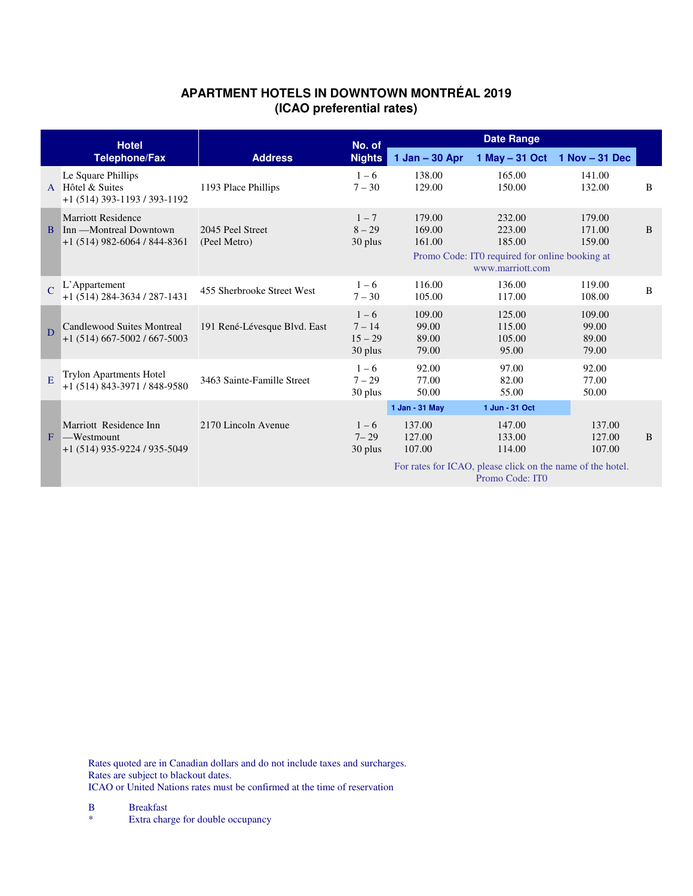## APARTMENT HOTELS IN DOWNTOWN MONTRÉAL 2019
## (ICAO preferential rates)

| | Hotel Telephone/Fax | Address | No. of Nights | Date Range 1 Jan – 30 Apr | 1 May – 31 Oct | 1 Nov – 31 Dec | |
|---|---|---|---|---|---|---|---|
| A | Le Square Phillips Hôtel & Suites +1 (514) 393-1193 / 393-1192 | 1193 Place Phillips | 1 – 6<br>7 – 30 | 138.00<br>129.00 | 165.00<br>150.00 | 141.00<br>132.00 | B |
| B | Marriott Residence Inn —Montreal Downtown +1 (514) 982-6064 / 844-8361 | 2045 Peel Street (Peel Metro) | 1 – 7<br>8 – 29<br>30 plus | 179.00<br>169.00<br>161.00 | 232.00<br>223.00<br>185.00 | 179.00<br>171.00<br>159.00 | B |
| | | | | Promo Code: IT0 required for online booking at www.marriott.com | | | |
| C | L'Appartement +1 (514) 284-3634 / 287-1431 | 455 Sherbrooke Street West | 1 – 6<br>7 – 30 | 116.00<br>105.00 | 136.00<br>117.00 | 119.00<br>108.00 | B |
| D | Candlewood Suites Montreal +1 (514) 667-5002 / 667-5003 | 191 René-Lévesque Blvd. East | 1 – 6<br>7 – 14<br>15 – 29<br>30 plus | 109.00<br>99.00<br>89.00<br>79.00 | 125.00<br>115.00<br>105.00<br>95.00 | 109.00<br>99.00<br>89.00<br>79.00 | |
| E | Trylon Apartments Hotel +1 (514) 843-3971 / 848-9580 | 3463 Sainte-Famille Street | 1 – 6<br>7 – 29<br>30 plus | 92.00<br>77.00<br>50.00 | 97.00<br>82.00<br>55.00 | 92.00<br>77.00<br>50.00 | |
| | | | | 1 Jan - 31 May | 1 Jun - 31 Oct | | |
| F | Marriott Residence Inn —Westmount +1 (514) 935-9224 / 935-5049 | 2170 Lincoln Avenue | 1 – 6<br>7– 29<br>30 plus | 137.00<br>127.00<br>107.00 | 147.00<br>133.00<br>114.00 | 137.00<br>127.00<br>107.00 | B |
| | | | | For rates for ICAO, please click on the name of the hotel. Promo Code: IT0 | | | |

Rates quoted are in Canadian dollars and do not include taxes and surcharges.
Rates are subject to blackout dates.
ICAO or United Nations rates must be confirmed at the time of reservation

B Breakfast
* Extra charge for double occupancy